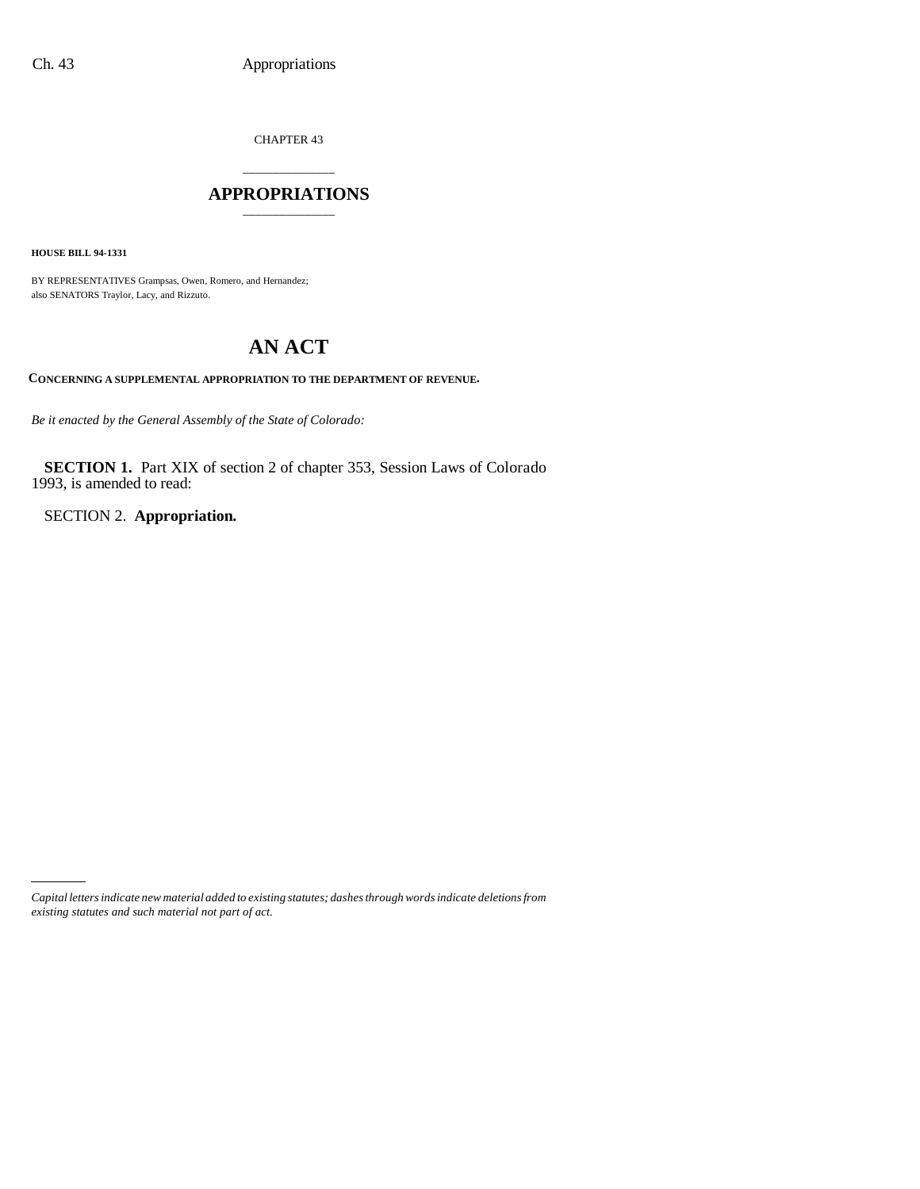CHAPTER 43

# APPROPRIATIONS

**HOUSE BILL 94-1331**

BY REPRESENTATIVES Grampsas, Owen, Romero, and Hernandez;
also SENATORS Traylor, Lacy, and Rizzuto.

# AN ACT

**CONCERNING A SUPPLEMENTAL APPROPRIATION TO THE DEPARTMENT OF REVENUE.**

*Be it enacted by the General Assembly of the State of Colorado:*

**SECTION 1.** Part XIX of section 2 of chapter 353, Session Laws of Colorado 1993, is amended to read:

SECTION 2. **Appropriation.**

*Capital letters indicate new material added to existing statutes; dashes through words indicate deletions from existing statutes and such material not part of act.*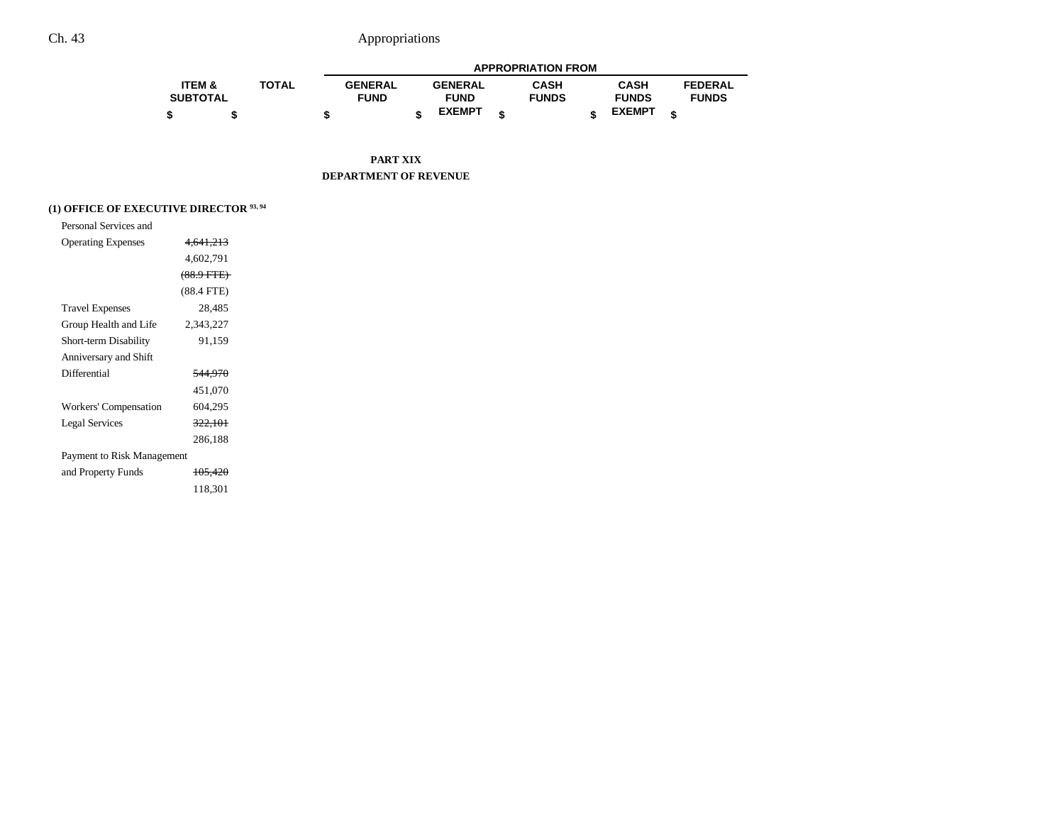| | ITEM & SUBTOTAL | TOTAL | APPROPRIATION FROM | | | | |
|---|---|---|---|---|---|---|---|
| | | | GENERAL FUND | GENERAL FUND EXEMPT | CASH FUNDS | CASH FUNDS EXEMPT | FEDERAL FUNDS |
| | $ | $ | $ | $ | $ | $ | $ |

## PART XIX
## DEPARTMENT OF REVENUE

### (1) OFFICE OF EXECUTIVE DIRECTOR [93, 94]

| | ITEM & SUBTOTAL | TOTAL | GENERAL FUND | GENERAL FUND EXEMPT | CASH FUNDS | CASH FUNDS EXEMPT | FEDERAL FUNDS |
|---|---|---|---|---|---|---|---|
| Personal Services and | | | | | | | |
| Operating Expenses | ~~4,641,213~~ | | | | | | |
| | 4,602,791 | | | | | | |
| | ~~(88.9 FTE)~~ | | | | | | |
| | (88.4 FTE) | | | | | | |
| Travel Expenses | 28,485 | | | | | | |
| Group Health and Life | 2,343,227 | | | | | | |
| Short-term Disability | 91,159 | | | | | | |
| Anniversary and Shift | | | | | | | |
| Differential | ~~544,970~~ | | | | | | |
| | 451,070 | | | | | | |
| Workers' Compensation | 604,295 | | | | | | |
| Legal Services | ~~322,101~~ | | | | | | |
| | 286,188 | | | | | | |
| Payment to Risk Management | | | | | | | |
| and Property Funds | ~~105,420~~ | | | | | | |
| | 118,301 | | | | | | |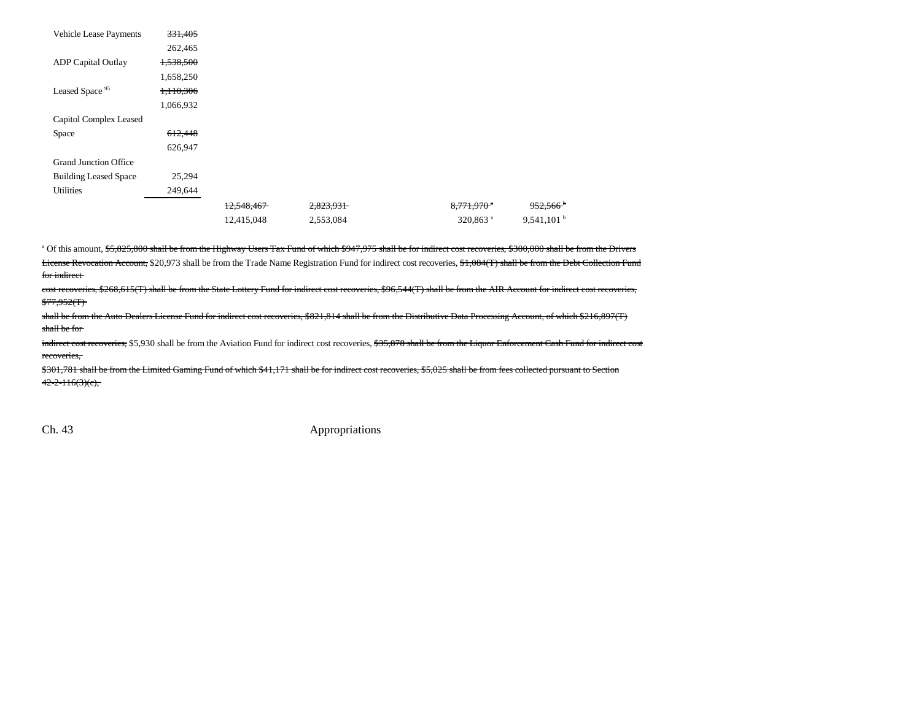| | | | | | | |
|---|---|---|---|---|---|---|
| Vehicle Lease Payments | ~~331,405~~ | | | | | |
| | 262,465 | | | | | |
| ADP Capital Outlay | ~~1,538,500~~ | | | | | |
| | 1,658,250 | | | | | |
| Leased Space [95] | ~~1,110,306~~ | | | | | |
| | 1,066,932 | | | | | |
| Capitol Complex Leased Space | ~~612,448~~ | | | | | |
| | 626,947 | | | | | |
| Grand Junction Office Building Leased Space | 25,294 | | | | | |
| Utilities | 249,644 | | | | | |
| | | ~~12,548,467~~ | ~~2,823,931~~ | | ~~8,771,970~~ [a] | ~~952,566~~ [b] |
| | | 12,415,048 | 2,553,084 | | 320,863 [a] | 9,541,101 [b] |

[a] Of this amount, ~~$5,825,800 shall be from the Highway Users Tax Fund of which $947,975 shall be for indirect cost recoveries, $300,000 shall be from the Drivers License Revocation Account,~~ $20,973 shall be from the Trade Name Registration Fund for indirect cost recoveries, ~~$1,084(T) shall be from the Debt Collection Fund for indirect cost recoveries, $268,615(T) shall be from the State Lottery Fund for indirect cost recoveries, $96,544(T) shall be from the AIR Account for indirect cost recoveries, $77,952(T) shall be from the Auto Dealers License Fund for indirect cost recoveries, $821,814 shall be from the Distributive Data Processing Account, of which $216,897(T) shall be for indirect cost recoveries,~~ $5,930 shall be from the Aviation Fund for indirect cost recoveries, ~~$35,878 shall be from the Liquor Enforcement Cash Fund for indirect cost recoveries, $301,781 shall be from the Limited Gaming Fund of which $41,171 shall be for indirect cost recoveries, $5,025 shall be from fees collected pursuant to Section 42-2-116(3)(c),~~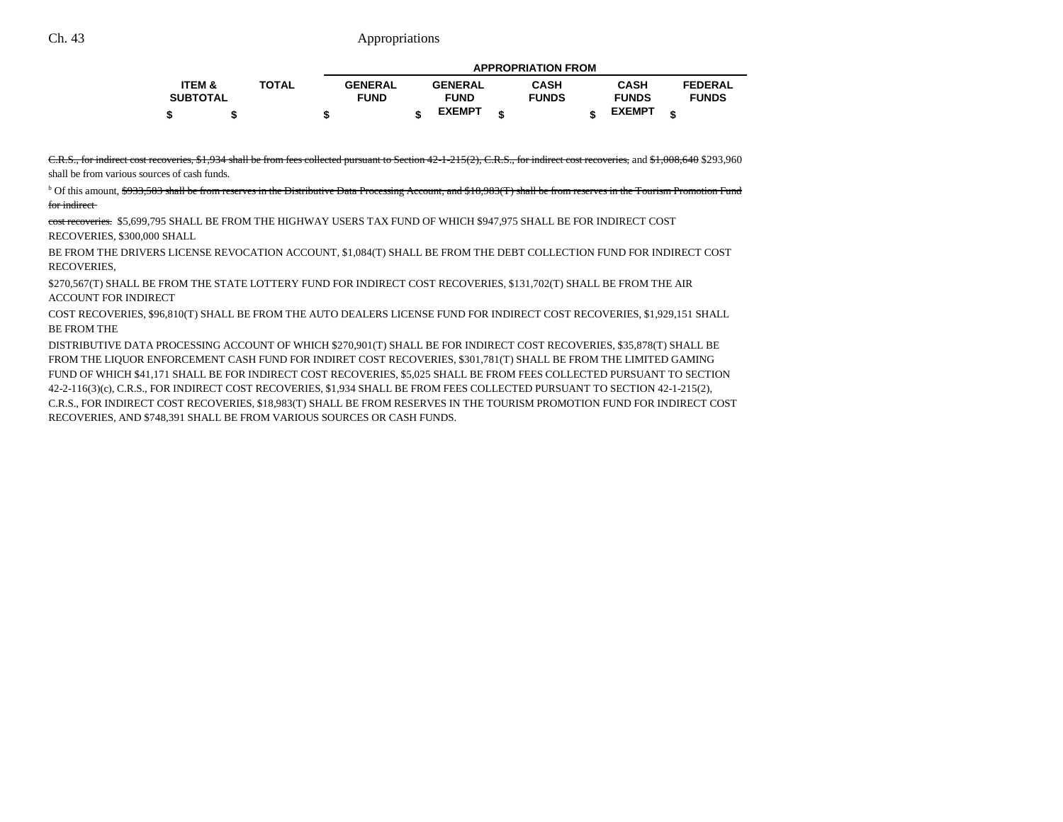| ITEM & SUBTOTAL | TOTAL | APPROPRIATION FROM | | | | |
|---|---|---|---|---|---|---|
| | | GENERAL FUND | GENERAL FUND EXEMPT | CASH FUNDS | CASH FUNDS EXEMPT | FEDERAL FUNDS |
| $ | $ | $ | $ | $ | $ | $ |

~~C.R.S., for indirect cost recoveries, $1,934 shall be from fees collected pursuant to Section 42-1-215(2), C.R.S., for indirect cost recoveries,~~ and ~~$1,008,640~~ $293,960 shall be from various sources of cash funds.

[b] Of this amount, ~~$933,583 shall be from reserves in the Distributive Data Processing Account, and $18,983(T) shall be from reserves in the Tourism Promotion Fund for indirect cost recoveries.~~ $5,699,795 SHALL BE FROM THE HIGHWAY USERS TAX FUND OF WHICH $947,975 SHALL BE FOR INDIRECT COST RECOVERIES, $300,000 SHALL BE FROM THE DRIVERS LICENSE REVOCATION ACCOUNT, $1,084(T) SHALL BE FROM THE DEBT COLLECTION FUND FOR INDIRECT COST RECOVERIES, $270,567(T) SHALL BE FROM THE STATE LOTTERY FUND FOR INDIRECT COST RECOVERIES, $131,702(T) SHALL BE FROM THE AIR ACCOUNT FOR INDIRECT COST RECOVERIES, $96,810(T) SHALL BE FROM THE AUTO DEALERS LICENSE FUND FOR INDIRECT COST RECOVERIES, $1,929,151 SHALL BE FROM THE DISTRIBUTIVE DATA PROCESSING ACCOUNT OF WHICH $270,901(T) SHALL BE FOR INDIRECT COST RECOVERIES, $35,878(T) SHALL BE FROM THE LIQUOR ENFORCEMENT CASH FUND FOR INDIRET COST RECOVERIES, $301,781(T) SHALL BE FROM THE LIMITED GAMING FUND OF WHICH $41,171 SHALL BE FOR INDIRECT COST RECOVERIES, $5,025 SHALL BE FROM FEES COLLECTED PURSUANT TO SECTION 42-2-116(3)(c), C.R.S., FOR INDIRECT COST RECOVERIES, $1,934 SHALL BE FROM FEES COLLECTED PURSUANT TO SECTION 42-1-215(2), C.R.S., FOR INDIRECT COST RECOVERIES, $18,983(T) SHALL BE FROM RESERVES IN THE TOURISM PROMOTION FUND FOR INDIRECT COST RECOVERIES, AND $748,391 SHALL BE FROM VARIOUS SOURCES OR CASH FUNDS.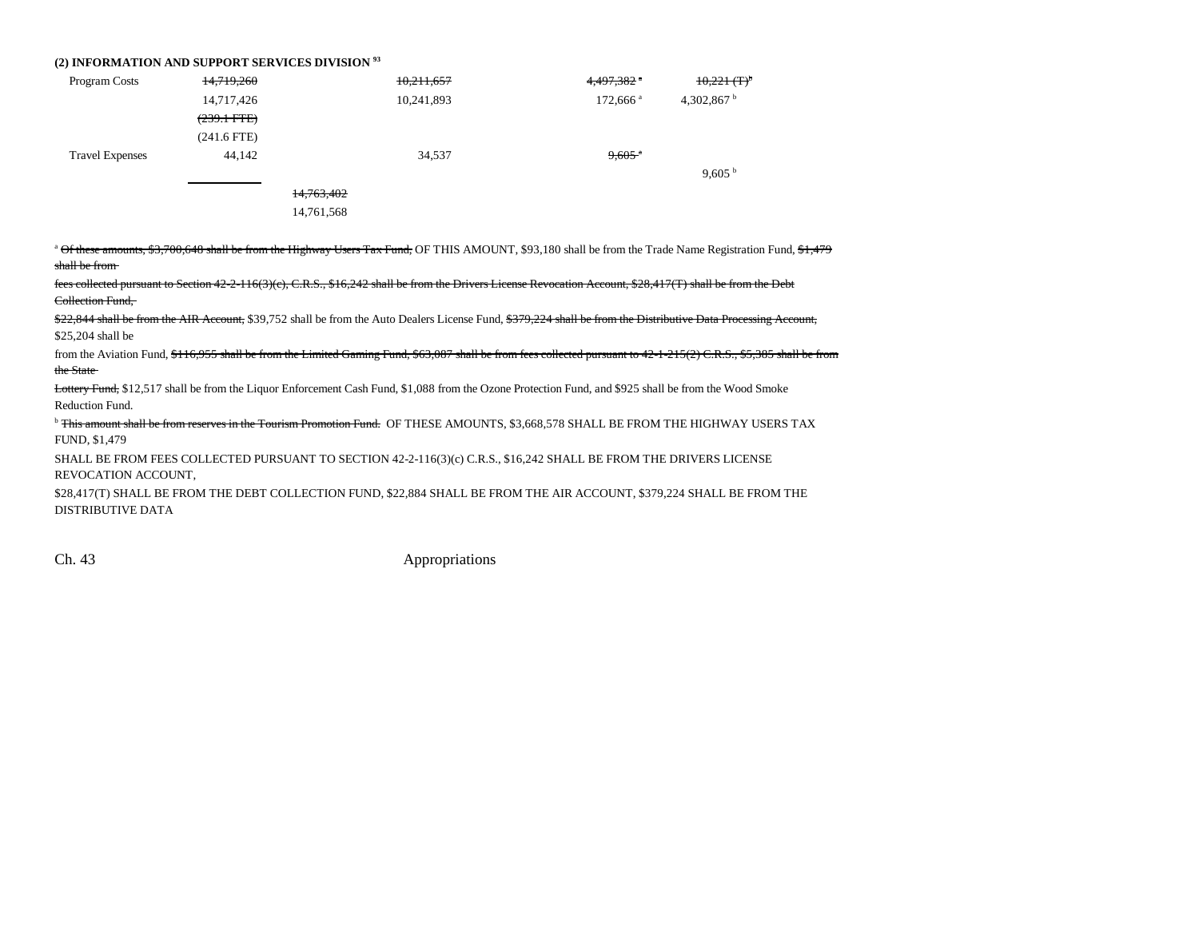**(2) INFORMATION AND SUPPORT SERVICES DIVISION [93]**

| | | | | | |
|---|---|---|---|---|---|
| Program Costs | ~~14,719,260~~ | | ~~10,211,657~~ | ~~4,497,382~~ [a] | ~~10,221 (T)~~[b] |
| | 14,717,426 | | 10,241,893 | 172,666 [a] | 4,302,867 [b] |
| | ~~(239.1 FTE)~~ | | | | |
| | (241.6 FTE) | | | | |
| Travel Expenses | 44,142 | | 34,537 | ~~9,605~~ [a] | |
| | | | | | 9,605 [b] |
| | | ~~14,763,402~~ | | | |
| | | 14,761,568 | | | |

[a] ~~Of these amounts, $3,700,648 shall be from the Highway Users Tax Fund,~~ OF THIS AMOUNT, $93,180 shall be from the Trade Name Registration Fund, ~~$1,479 shall be from fees collected pursuant to Section 42-2-116(3)(c), C.R.S., $16,242 shall be from the Drivers License Revocation Account, $28,417(T) shall be from the Debt Collection Fund, $22,844 shall be from the AIR Account,~~ $39,752 shall be from the Auto Dealers License Fund, ~~$379,224 shall be from the Distributive Data Processing Account,~~ $25,204 shall be from the Aviation Fund, ~~$116,955 shall be from the Limited Gaming Fund, $63,087 shall be from fees collected pursuant to 42-1-215(2) C.R.S., $5,385 shall be from the State Lottery Fund,~~ $12,517 shall be from the Liquor Enforcement Cash Fund, $1,088 from the Ozone Protection Fund, and $925 shall be from the Wood Smoke Reduction Fund.

[b] ~~This amount shall be from reserves in the Tourism Promotion Fund.~~ OF THESE AMOUNTS, $3,668,578 SHALL BE FROM THE HIGHWAY USERS TAX FUND, $1,479 SHALL BE FROM FEES COLLECTED PURSUANT TO SECTION 42-2-116(3)(c) C.R.S., $16,242 SHALL BE FROM THE DRIVERS LICENSE REVOCATION ACCOUNT, $28,417(T) SHALL BE FROM THE DEBT COLLECTION FUND, $22,884 SHALL BE FROM THE AIR ACCOUNT, $379,224 SHALL BE FROM THE DISTRIBUTIVE DATA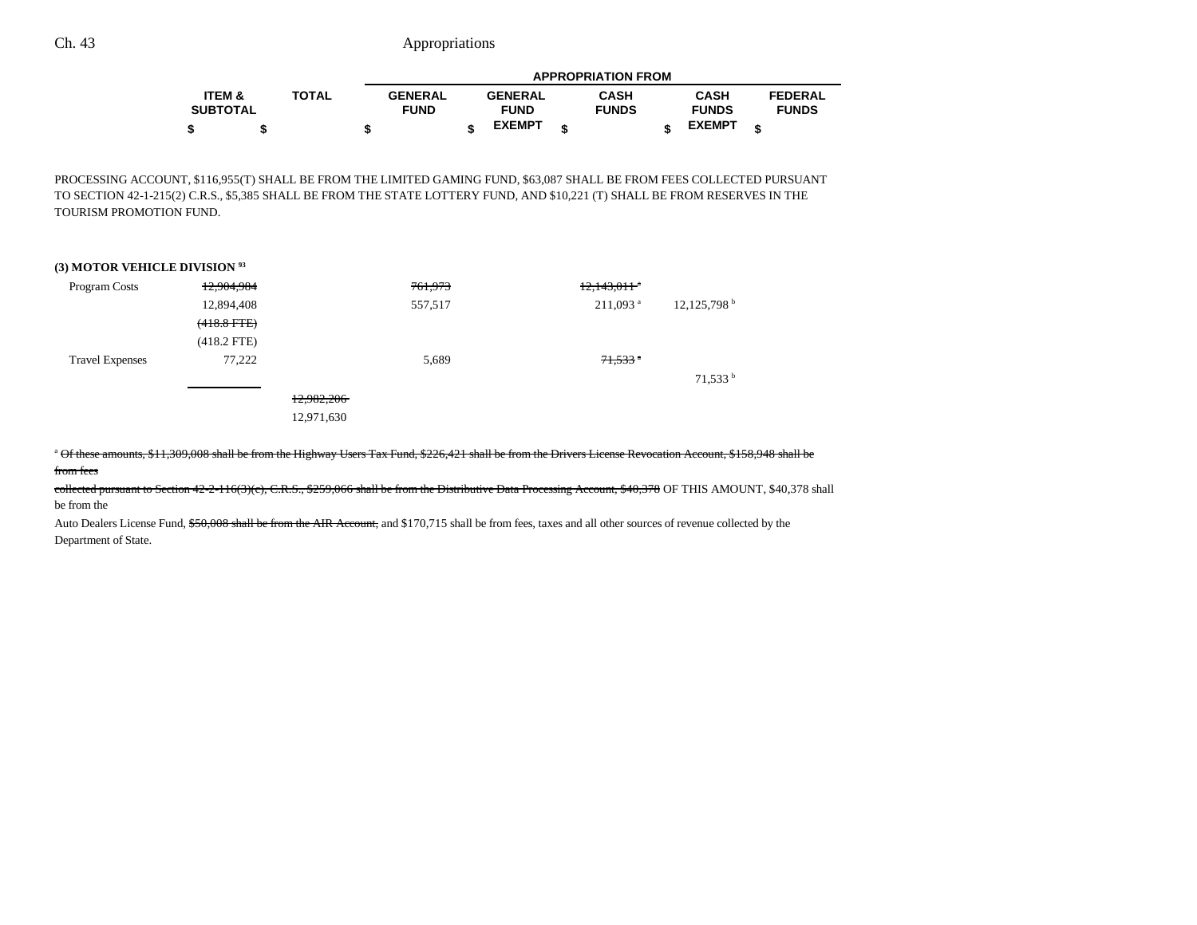| | ITEM & SUBTOTAL | TOTAL | GENERAL FUND | GENERAL FUND EXEMPT | CASH FUNDS | CASH FUNDS EXEMPT | FEDERAL FUNDS |
|---|---|---|---|---|---|---|---|
| | $ | $ | $ | $ | $ | $ | $ |

PROCESSING ACCOUNT, $116,955(T) SHALL BE FROM THE LIMITED GAMING FUND, $63,087 SHALL BE FROM FEES COLLECTED PURSUANT TO SECTION 42-1-215(2) C.R.S., $5,385 SHALL BE FROM THE STATE LOTTERY FUND, AND $10,221 (T) SHALL BE FROM RESERVES IN THE TOURISM PROMOTION FUND.

**(3) MOTOR VEHICLE DIVISION** [93]

| | ITEM & SUBTOTAL | TOTAL | GENERAL FUND | GENERAL FUND EXEMPT | CASH FUNDS | CASH FUNDS EXEMPT | FEDERAL FUNDS |
|---|---|---|---|---|---|---|---|
| Program Costs | ~~12,904,984~~ | | ~~761,973~~ | | ~~12,143,011~~ [a] | | |
| | 12,894,408 | | 557,517 | | 211,093 [a] | 12,125,798 [b] | |
| | ~~(418.8 FTE)~~ | | | | | | |
| | (418.2 FTE) | | | | | | |
| Travel Expenses | 77,222 | | 5,689 | | ~~71,533~~ [a] | | |
| | | | | | | 71,533 [b] | |
| | | ~~12,982,206~~ | | | | | |
| | | 12,971,630 | | | | | |

[a] ~~Of these amounts, $11,309,008 shall be from the Highway Users Tax Fund, $226,421 shall be from the Drivers License Revocation Account, $158,948 shall be from fees collected pursuant to Section 42-2-116(3)(c), C.R.S., $259,066 shall be from the Distributive Data Processing Account, $40,378~~ OF THIS AMOUNT, $40,378 shall be from the Auto Dealers License Fund, ~~$50,008 shall be from the AIR Account,~~ and $170,715 shall be from fees, taxes and all other sources of revenue collected by the Department of State.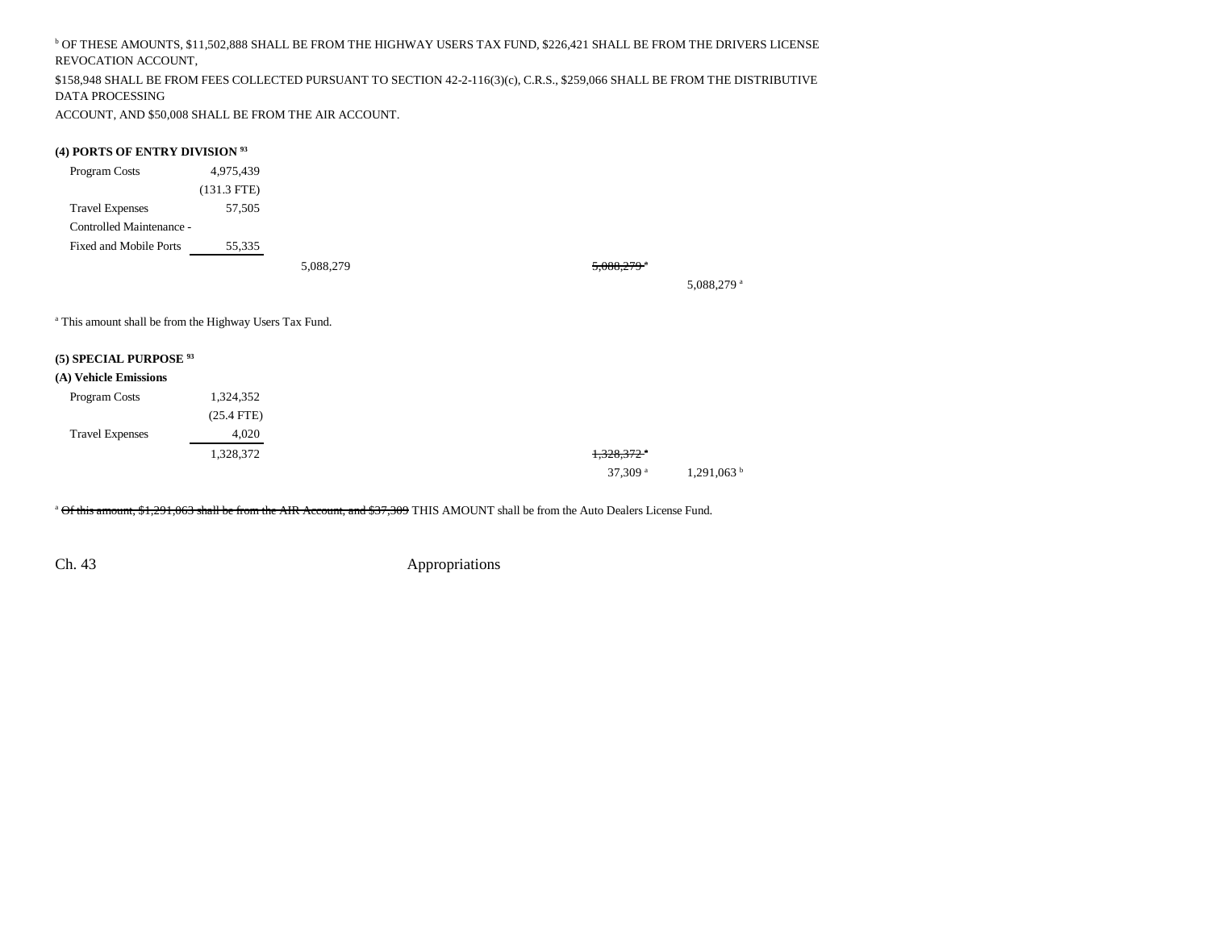[b] OF THESE AMOUNTS, $11,502,888 SHALL BE FROM THE HIGHWAY USERS TAX FUND, $226,421 SHALL BE FROM THE DRIVERS LICENSE REVOCATION ACCOUNT, $158,948 SHALL BE FROM FEES COLLECTED PURSUANT TO SECTION 42-2-116(3)(c), C.R.S., $259,066 SHALL BE FROM THE DISTRIBUTIVE DATA PROCESSING ACCOUNT, AND $50,008 SHALL BE FROM THE AIR ACCOUNT.

**(4) PORTS OF ENTRY DIVISION [93]**

| | | | | |
|---|---|---|---|---|
| Program Costs | 4,975,439 | | | |
| | (131.3 FTE) | | | |
| Travel Expenses | 57,505 | | | |
| Controlled Maintenance - | | | | |
| Fixed and Mobile Ports | 55,335 | | | |
| | | 5,088,279 | ~~5,088,279~~ [a] | |
| | | | | 5,088,279 [a] |

[a] This amount shall be from the Highway Users Tax Fund.

**(5) SPECIAL PURPOSE [93]**

**(A) Vehicle Emissions**

| | | | |
|---|---|---|---|
| Program Costs | 1,324,352 | | |
| | (25.4 FTE) | | |
| Travel Expenses | 4,020 | | |
| | 1,328,372 | ~~1,328,372~~ [a] | |
| | | 37,309 [a] | 1,291,063 [b] |

[a] ~~Of this amount, $1,291,063 shall be from the AIR Account, and $37,309~~ THIS AMOUNT shall be from the Auto Dealers License Fund.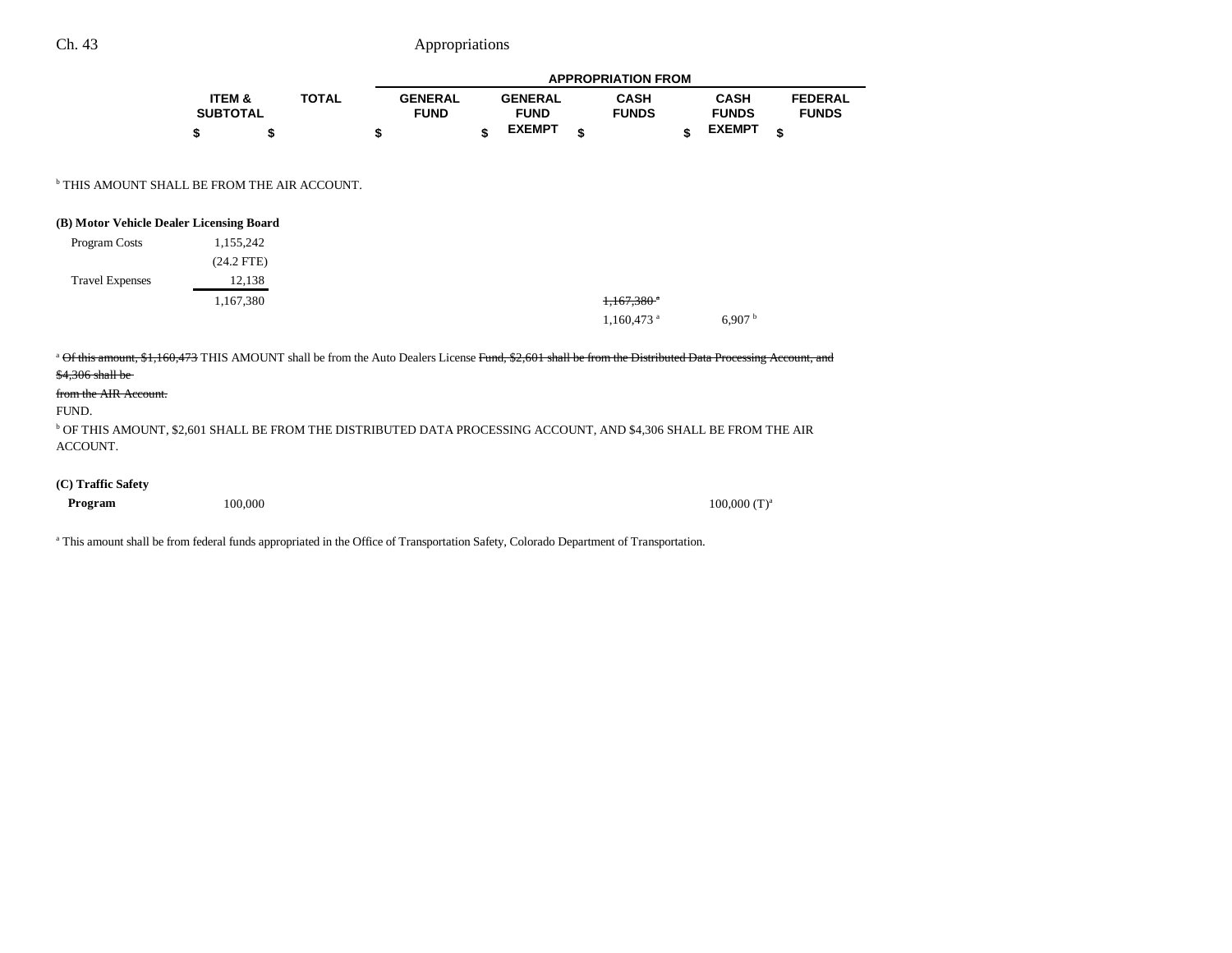| | ITEM & SUBTOTAL | TOTAL | APPROPRIATION FROM GENERAL FUND | GENERAL FUND EXEMPT | CASH FUNDS | CASH FUNDS EXEMPT | FEDERAL FUNDS |
|---|---|---|---|---|---|---|---|
| | $ | $ | $ | $ | $ | $ | $ |

[b] THIS AMOUNT SHALL BE FROM THE AIR ACCOUNT.

**(B) Motor Vehicle Dealer Licensing Board**

| | ITEM & SUBTOTAL | TOTAL | GENERAL FUND | GENERAL FUND EXEMPT | CASH FUNDS | CASH FUNDS EXEMPT | FEDERAL FUNDS |
|---|---|---|---|---|---|---|---|
| Program Costs | 1,155,242 | | | | | | |
| | (24.2 FTE) | | | | | | |
| Travel Expenses | 12,138 | | | | | | |
| | | 1,167,380 | | | ~~1,167,380 [a]~~ | | |
| | | | | | 1,160,473 [a] | 6,907 [b] | |

[a] ~~Of this amount, $1,160,473~~ THIS AMOUNT shall be from the Auto Dealers License ~~Fund, $2,601 shall be from the Distributed Data Processing Account, and $4,306 shall be from the AIR Account.~~ FUND.

[b] OF THIS AMOUNT, $2,601 SHALL BE FROM THE DISTRIBUTED DATA PROCESSING ACCOUNT, AND $4,306 SHALL BE FROM THE AIR ACCOUNT.

**(C) Traffic Safety**

| | ITEM & SUBTOTAL | TOTAL | GENERAL FUND | GENERAL FUND EXEMPT | CASH FUNDS | CASH FUNDS EXEMPT | FEDERAL FUNDS |
|---|---|---|---|---|---|---|---|
| **Program** | | 100,000 | | | | 100,000 (T)[a] | |

[a] This amount shall be from federal funds appropriated in the Office of Transportation Safety, Colorado Department of Transportation.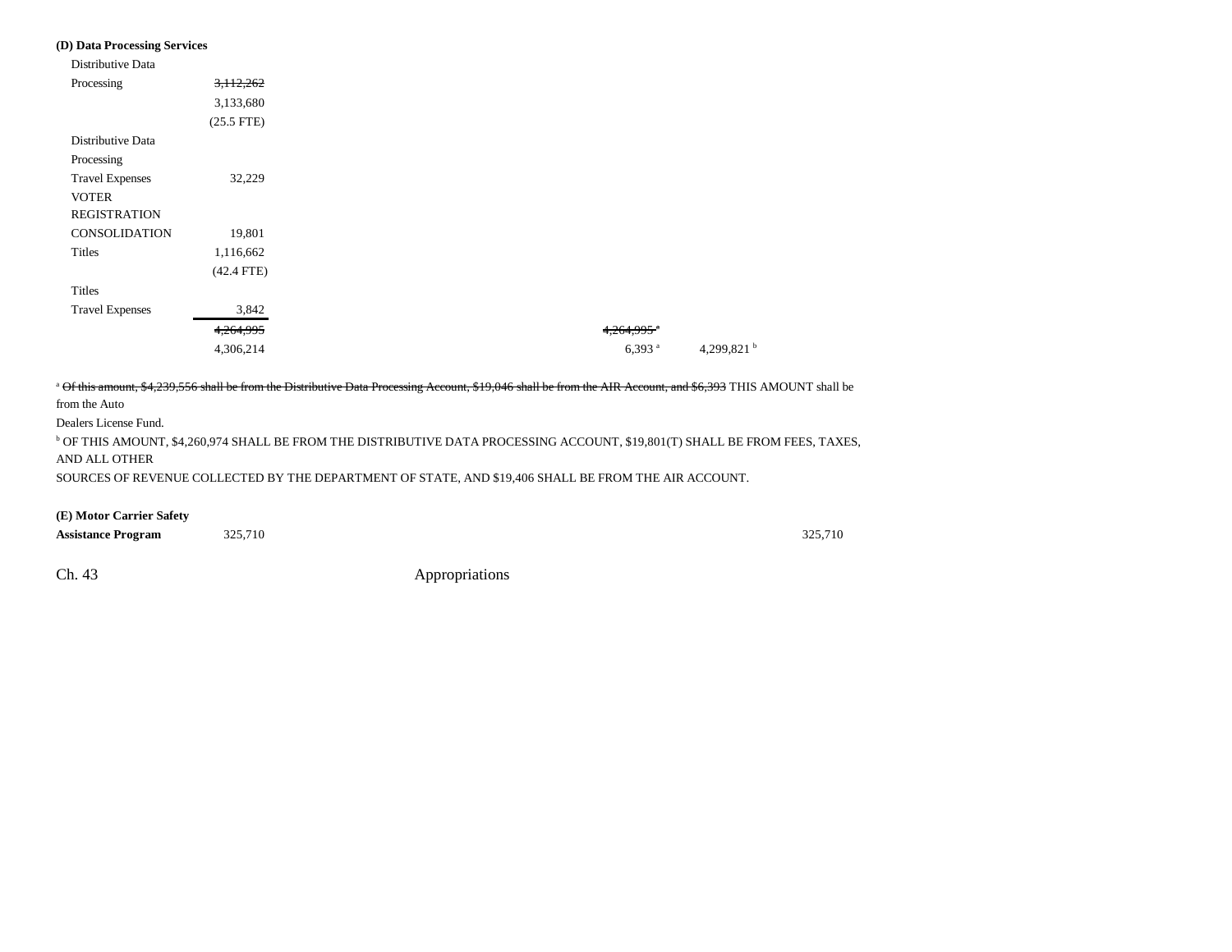**(D) Data Processing Services**

| | | | | | | |
|---|---|---|---|---|---|---|
| Distributive Data Processing | ~~3,112,262~~ 3,133,680 (25.5 FTE) | | | | | |
| Distributive Data Processing Travel Expenses | 32,229 | | | | | |
| VOTER REGISTRATION CONSOLIDATION | 19,801 | | | | | |
| Titles | 1,116,662 (42.4 FTE) | | | | | |
| Titles Travel Expenses | 3,842 | | | | | |
| | ~~4,264,995~~ 4,306,214 | | | ~~4,264,995~~[a] 6,393[a] | 4,299,821[b] | |

[a] ~~Of this amount, $4,239,556 shall be from the Distributive Data Processing Account, $19,046 shall be from the AIR Account, and $6,393~~ THIS AMOUNT shall be from the Auto Dealers License Fund.

[b] OF THIS AMOUNT, $4,260,974 SHALL BE FROM THE DISTRIBUTIVE DATA PROCESSING ACCOUNT, $19,801(T) SHALL BE FROM FEES, TAXES, AND ALL OTHER SOURCES OF REVENUE COLLECTED BY THE DEPARTMENT OF STATE, AND $19,406 SHALL BE FROM THE AIR ACCOUNT.

| | | | | | | |
|---|---|---|---|---|---|---|
| **(E) Motor Carrier Safety Assistance Program** | 325,710 | | | | | 325,710 |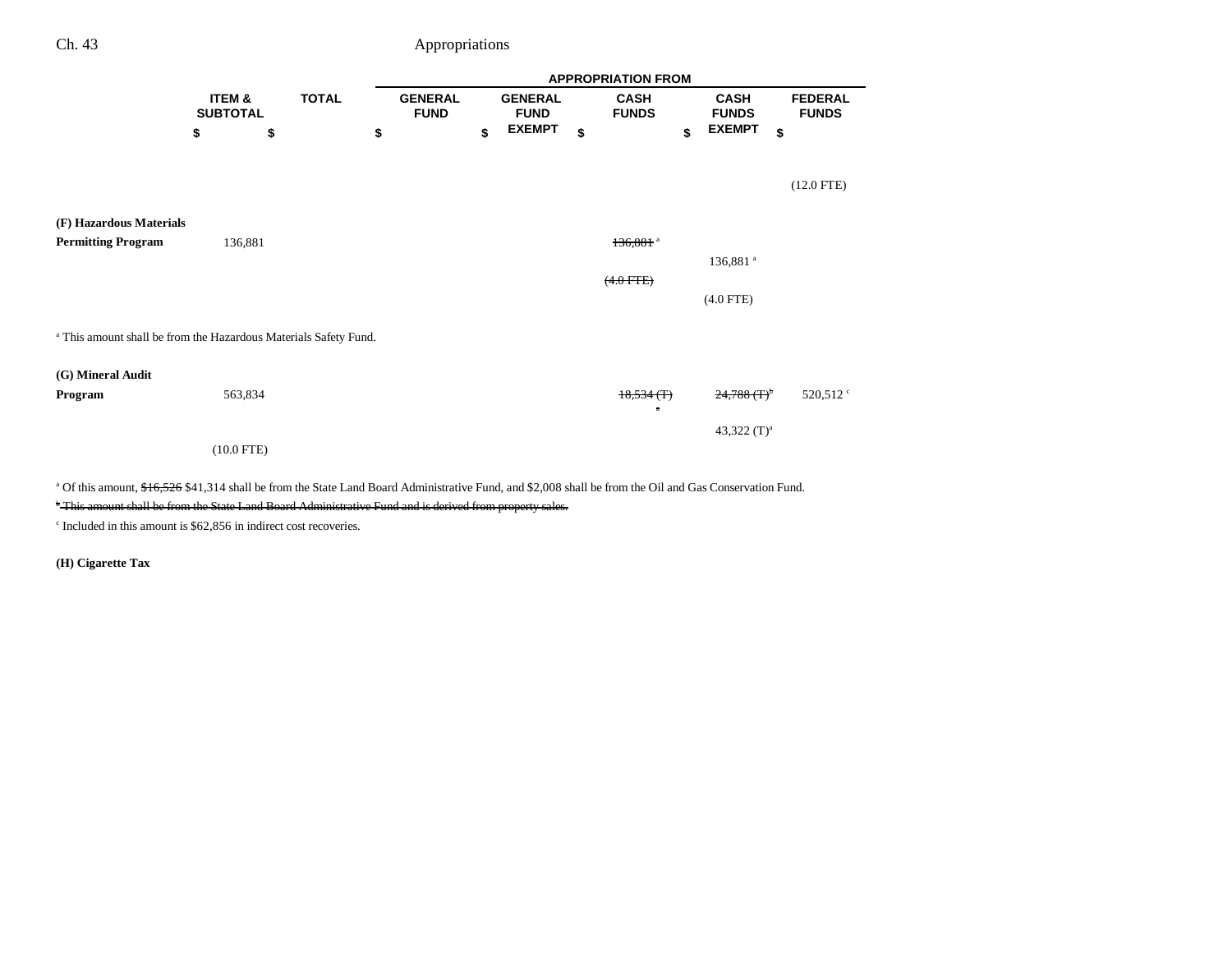| | ITEM & SUBTOTAL | TOTAL | APPROPRIATION FROM GENERAL FUND | GENERAL FUND EXEMPT | CASH FUNDS | CASH FUNDS EXEMPT | FEDERAL FUNDS |
|---|---|---|---|---|---|---|---|
| | $ | $ | $ | $ | $ | $ | $ |
| | | | | | | | (12.0 FTE) |
| **(F) Hazardous Materials Permitting Program** | 136,881 | | | | ~~136,881~~ [a] | | |
| | | | | | | 136,881 [a] | |
| | | | | | ~~(4.0 FTE)~~ | | |
| | | | | | | (4.0 FTE) | |

[a] This amount shall be from the Hazardous Materials Safety Fund.

| | ITEM & SUBTOTAL | TOTAL | GENERAL FUND | GENERAL FUND EXEMPT | CASH FUNDS | CASH FUNDS EXEMPT | FEDERAL FUNDS |
|---|---|---|---|---|---|---|---|
| **(G) Mineral Audit Program** | 563,834 | | | | ~~18,534 (T) [a]~~ | ~~24,788 (T)[b]~~ | 520,512 [c] |
| | | | | | | 43,322 (T)[a] | |
| | (10.0 FTE) | | | | | | |

[a] Of this amount, ~~$16,526~~ $41,314 shall be from the State Land Board Administrative Fund, and $2,008 shall be from the Oil and Gas Conservation Fund.

~~[b] This amount shall be from the State Land Board Administrative Fund and is derived from property sales.~~

[c] Included in this amount is $62,856 in indirect cost recoveries.

**(H) Cigarette Tax**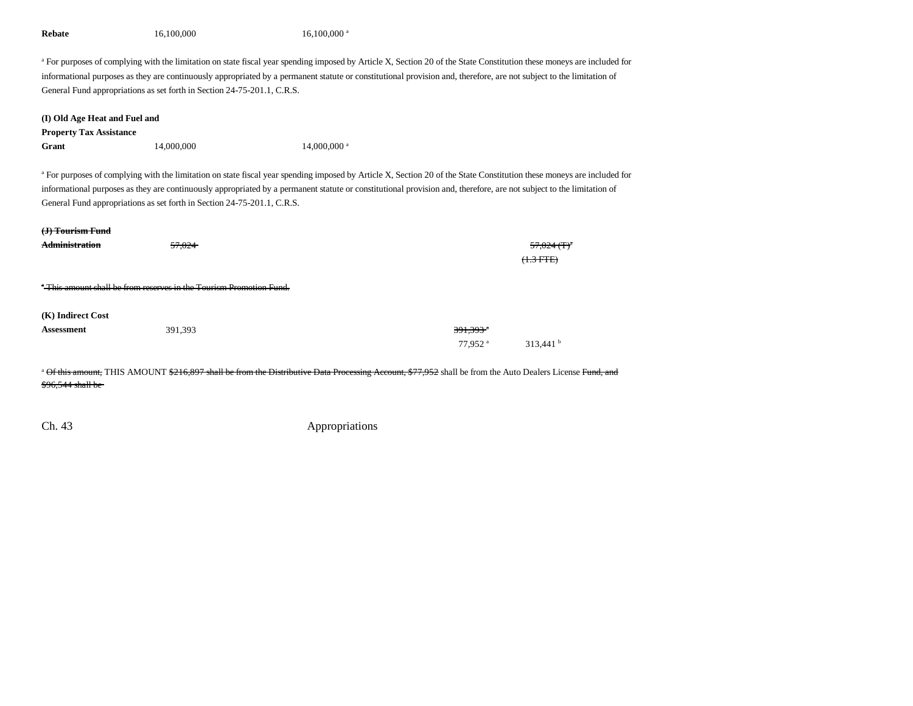| | | | | |
|---|---|---|---|---|
| **Rebate** | 16,100,000 | 16,100,000 [a] | | |

[a] For purposes of complying with the limitation on state fiscal year spending imposed by Article X, Section 20 of the State Constitution these moneys are included for informational purposes as they are continuously appropriated by a permanent statute or constitutional provision and, therefore, are not subject to the limitation of General Fund appropriations as set forth in Section 24-75-201.1, C.R.S.

| | | | | |
|---|---|---|---|---|
| **(I) Old Age Heat and Fuel and Property Tax Assistance Grant** | 14,000,000 | 14,000,000 [a] | | |

[a] For purposes of complying with the limitation on state fiscal year spending imposed by Article X, Section 20 of the State Constitution these moneys are included for informational purposes as they are continuously appropriated by a permanent statute or constitutional provision and, therefore, are not subject to the limitation of General Fund appropriations as set forth in Section 24-75-201.1, C.R.S.

| | | | | |
|---|---|---|---|---|
| ~~**(J) Tourism Fund Administration**~~ | ~~57,024~~ | | | ~~57,024 (T)[a]~~ ~~(1.3 FTE)~~ |

~~[a] This amount shall be from reserves in the Tourism Promotion Fund.~~

| | | | | |
|---|---|---|---|---|
| **(K) Indirect Cost Assessment** | 391,393 | | ~~391,393 [a]~~ 77,952 [a] | 313,441 [b] |

[a] ~~Of this amount,~~ THIS AMOUNT ~~$216,897 shall be from the Distributive Data Processing Account, $77,952~~ shall be from the Auto Dealers License ~~Fund, and $96,544 shall be~~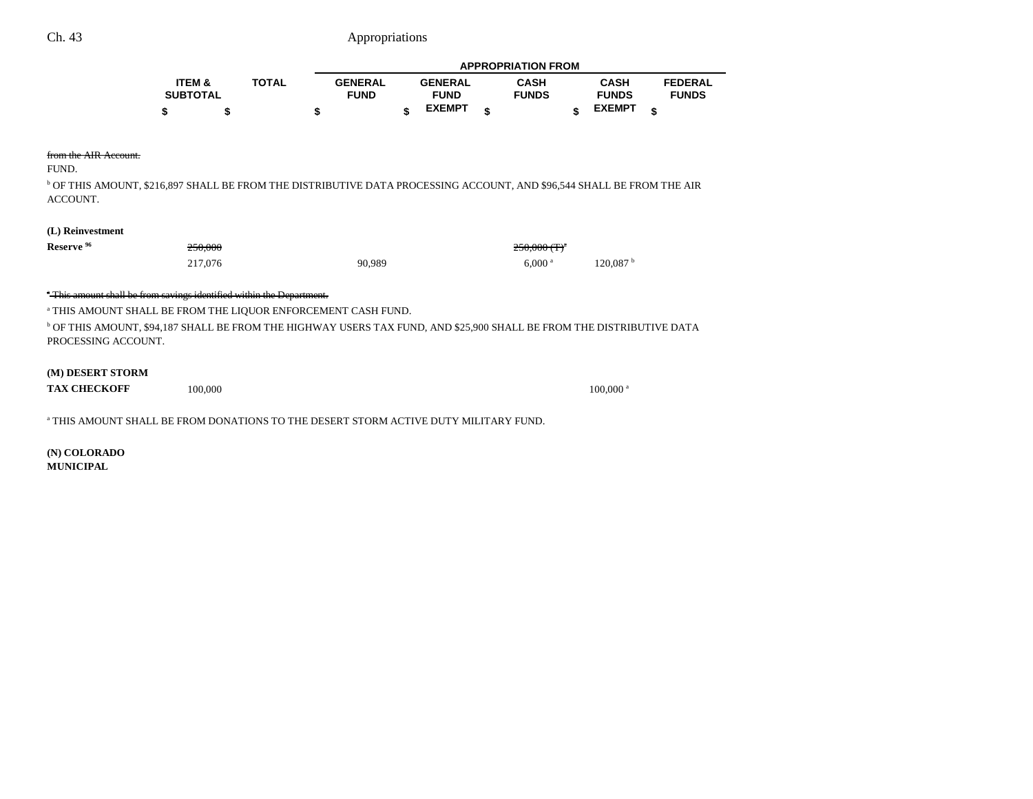| | ITEM & SUBTOTAL | TOTAL | APPROPRIATION FROM GENERAL FUND | GENERAL FUND EXEMPT | CASH FUNDS | CASH FUNDS EXEMPT | FEDERAL FUNDS |
|---|---|---|---|---|---|---|---|
| | $ | $ | $ | $ | $ | $ | $ |

~~from the AIR Account.~~
FUND.

[b] OF THIS AMOUNT, $216,897 SHALL BE FROM THE DISTRIBUTIVE DATA PROCESSING ACCOUNT, AND $96,544 SHALL BE FROM THE AIR ACCOUNT.

| | ITEM & SUBTOTAL | TOTAL | GENERAL FUND | GENERAL FUND EXEMPT | CASH FUNDS | CASH FUNDS EXEMPT | FEDERAL FUNDS |
|---|---|---|---|---|---|---|---|
| **(L) Reinvestment Reserve** [96] | ~~250,000~~ | | | | ~~250,000 (T)~~[a] | | |
| | 217,076 | | 90,989 | | 6,000 [a] | 120,087 [b] | |

~~[a] This amount shall be from savings identified within the Department.~~

[a] THIS AMOUNT SHALL BE FROM THE LIQUOR ENFORCEMENT CASH FUND.

[b] OF THIS AMOUNT, $94,187 SHALL BE FROM THE HIGHWAY USERS TAX FUND, AND $25,900 SHALL BE FROM THE DISTRIBUTIVE DATA PROCESSING ACCOUNT.

| | ITEM & SUBTOTAL | TOTAL | GENERAL FUND | GENERAL FUND EXEMPT | CASH FUNDS | CASH FUNDS EXEMPT | FEDERAL FUNDS |
|---|---|---|---|---|---|---|---|
| **(M) DESERT STORM TAX CHECKOFF** | 100,000 | | | | | 100,000 [a] | |

[a] THIS AMOUNT SHALL BE FROM DONATIONS TO THE DESERT STORM ACTIVE DUTY MILITARY FUND.

**(N) COLORADO MUNICIPAL**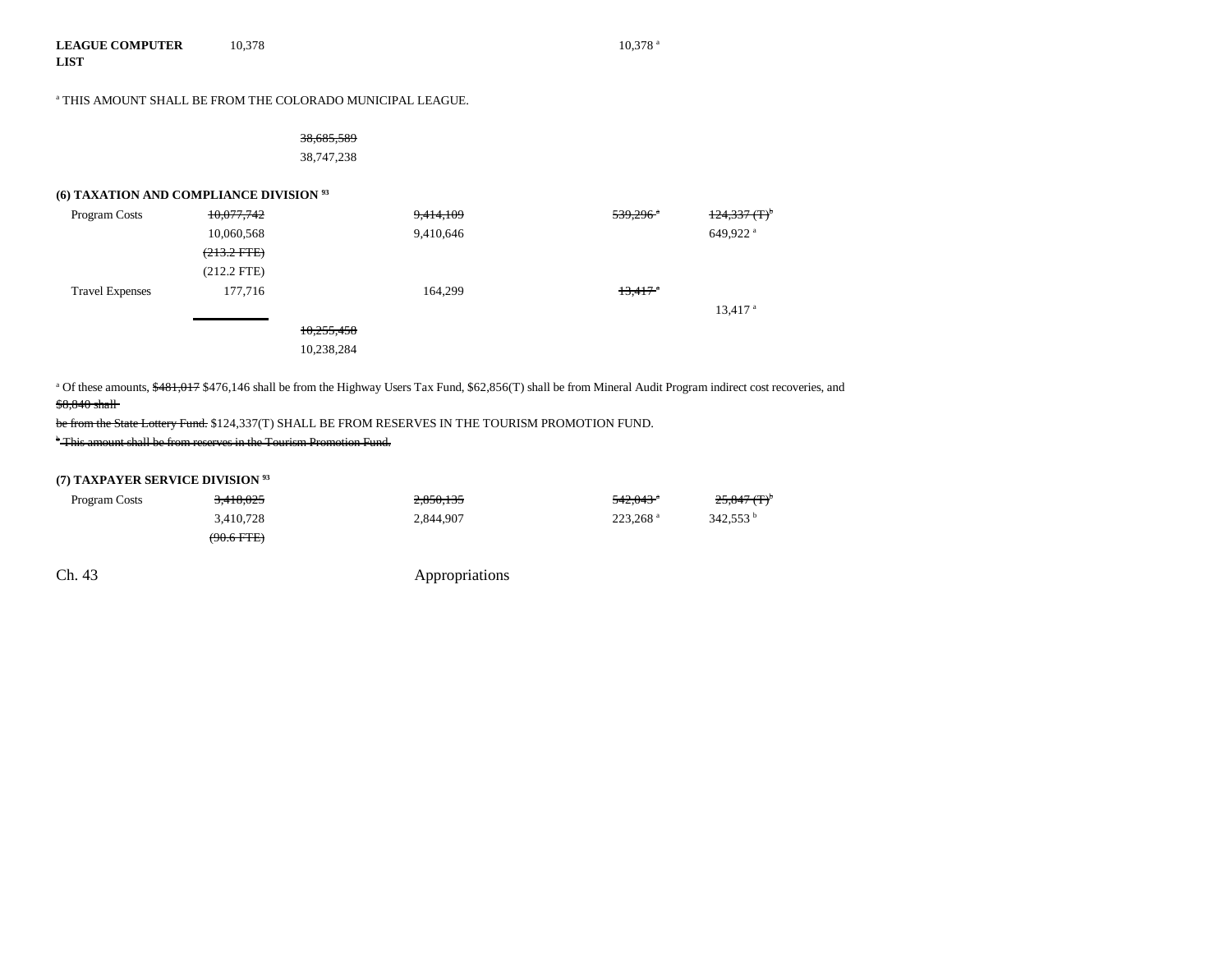| | | | | | |
|---|---|---|---|---|---|
| **LEAGUE COMPUTER LIST** | 10,378 | | | 10,378 [a] | |

[a] THIS AMOUNT SHALL BE FROM THE COLORADO MUNICIPAL LEAGUE.

| | | | | | |
|---|---|---|---|---|---|
| | | ~~38,685,589~~ | | | |
| | | 38,747,238 | | | |

**(6) TAXATION AND COMPLIANCE DIVISION [93]**

| | | | | | |
|---|---|---|---|---|---|
| Program Costs | ~~10,077,742~~ | | ~~9,414,109~~ | ~~539,296~~ [a] | ~~124,337 (T)~~ [b] |
| | 10,060,568 | | 9,410,646 | | 649,922 [a] |
| | ~~(213.2 FTE)~~ | | | | |
| | (212.2 FTE) | | | | |
| Travel Expenses | 177,716 | | 164,299 | ~~13,417~~ [a] | |
| | | | | | 13,417 [a] |
| | | ~~10,255,458~~ | | | |
| | | 10,238,284 | | | |

[a] Of these amounts, ~~$481,017~~ $476,146 shall be from the Highway Users Tax Fund, $62,856(T) shall be from Mineral Audit Program indirect cost recoveries, and ~~$8,840 shall be from the State Lottery Fund.~~ $124,337(T) SHALL BE FROM RESERVES IN THE TOURISM PROMOTION FUND.

~~[b] This amount shall be from reserves in the Tourism Promotion Fund.~~

**(7) TAXPAYER SERVICE DIVISION [93]**

| | | | | | |
|---|---|---|---|---|---|
| Program Costs | ~~3,418,025~~ | | ~~2,850,135~~ | ~~542,043~~ [a] | ~~25,847 (T)~~ [b] |
| | 3,410,728 | | 2,844,907 | 223,268 [a] | 342,553 [b] |
| | ~~(90.6 FTE)~~ | | | | |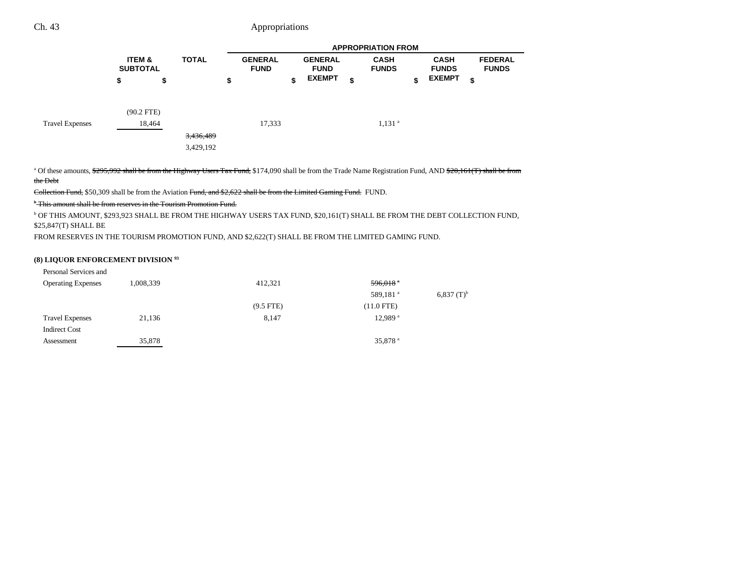| | ITEM & SUBTOTAL | TOTAL | APPROPRIATION FROM GENERAL FUND | GENERAL FUND EXEMPT | CASH FUNDS | CASH FUNDS EXEMPT | FEDERAL FUNDS |
|---|---|---|---|---|---|---|---|
| | $ | $ | $ | $ | $ | $ | $ |
| | (90.2 FTE) | | | | | | |
| Travel Expenses | 18,464 | | 17,333 | | 1,131 [a] | | |
| | | ~~3,436,489~~ | | | | | |
| | | 3,429,192 | | | | | |

[a] Of these amounts, ~~$295,992 shall be from the Highway Users Tax Fund,~~ $174,090 shall be from the Trade Name Registration Fund, AND ~~$20,161(T) shall be from the Debt Collection Fund,~~ $50,309 shall be from the Aviation ~~Fund, and $2,622 shall be from the Limited Gaming Fund.~~ FUND.

~~[b] This amount shall be from reserves in the Tourism Promotion Fund.~~

[b] OF THIS AMOUNT, $293,923 SHALL BE FROM THE HIGHWAY USERS TAX FUND, $20,161(T) SHALL BE FROM THE DEBT COLLECTION FUND, $25,847(T) SHALL BE FROM RESERVES IN THE TOURISM PROMOTION FUND, AND $2,622(T) SHALL BE FROM THE LIMITED GAMING FUND.

**(8) LIQUOR ENFORCEMENT DIVISION [93]**

| | ITEM & SUBTOTAL | TOTAL | GENERAL FUND | GENERAL FUND EXEMPT | CASH FUNDS | CASH FUNDS EXEMPT | FEDERAL FUNDS |
|---|---|---|---|---|---|---|---|
| Personal Services and Operating Expenses | 1,008,339 | | 412,321 | | ~~596,018 [a]~~ | | |
| | | | | | 589,181 [a] | 6,837 (T)[b] | |
| | | | (9.5 FTE) | | (11.0 FTE) | | |
| Travel Expenses | 21,136 | | 8,147 | | 12,989 [a] | | |
| Indirect Cost Assessment | 35,878 | | | | 35,878 [a] | | |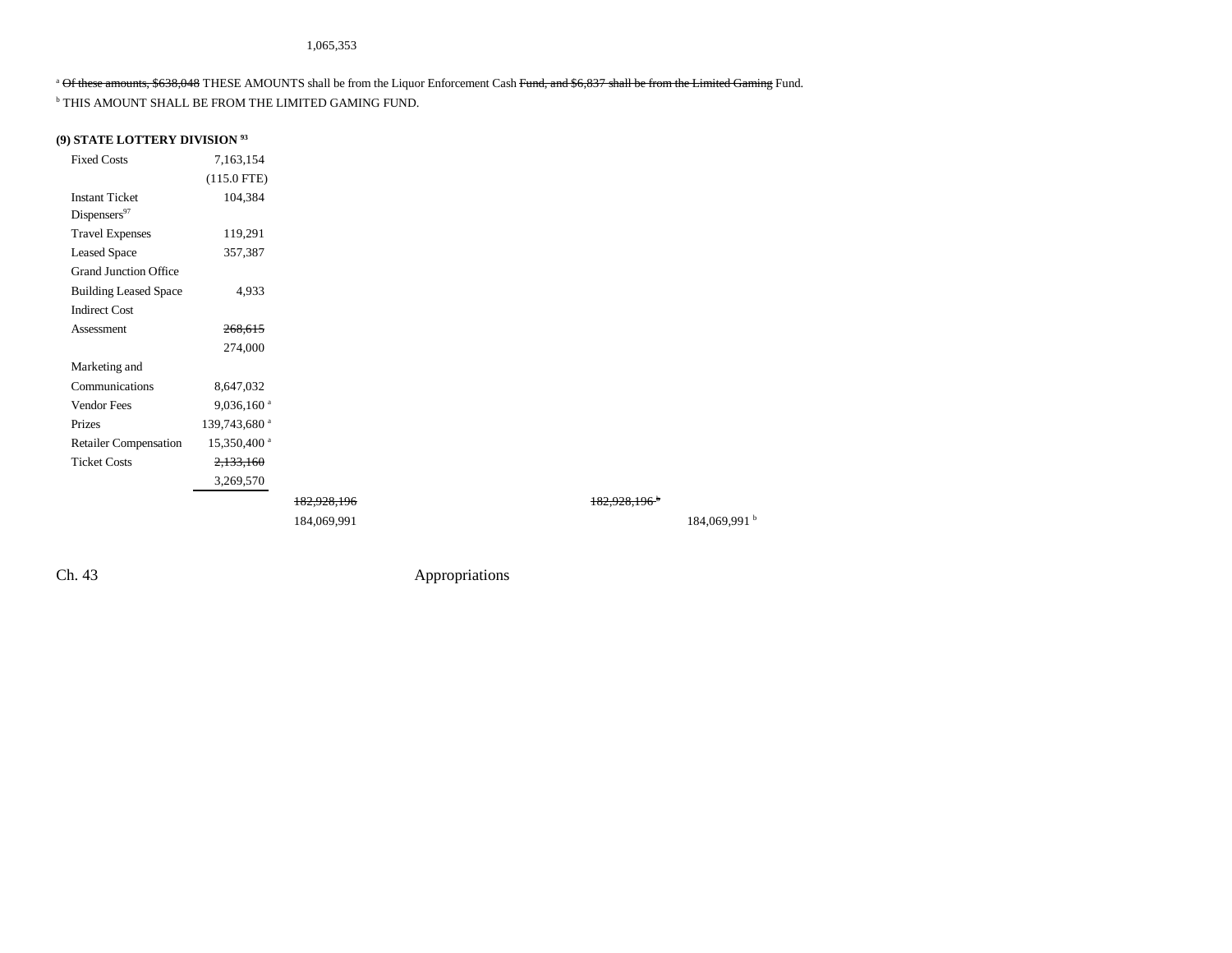1,065,353

[a] ~~Of these amounts, $638,048~~ THESE AMOUNTS shall be from the Liquor Enforcement Cash ~~Fund, and $6,837 shall be from the Limited Gaming~~ Fund.

[b] THIS AMOUNT SHALL BE FROM THE LIMITED GAMING FUND.

**(9) STATE LOTTERY DIVISION [93]**

| | | | | |
|---|---|---|---|---|
| Fixed Costs | 7,163,154 | | | |
| | (115.0 FTE) | | | |
| Instant Ticket Dispensers[97] | 104,384 | | | |
| Travel Expenses | 119,291 | | | |
| Leased Space | 357,387 | | | |
| Grand Junction Office Building Leased Space | 4,933 | | | |
| Indirect Cost Assessment | ~~268,615~~ | | | |
| | 274,000 | | | |
| Marketing and Communications | 8,647,032 | | | |
| Vendor Fees | 9,036,160 [a] | | | |
| Prizes | 139,743,680 [a] | | | |
| Retailer Compensation | 15,350,400 [a] | | | |
| Ticket Costs | ~~2,133,160~~ | | | |
| | 3,269,570 | | | |
| | | ~~182,928,196~~ | ~~182,928,196~~ [b] | |
| | | 184,069,991 | | 184,069,991 [b] |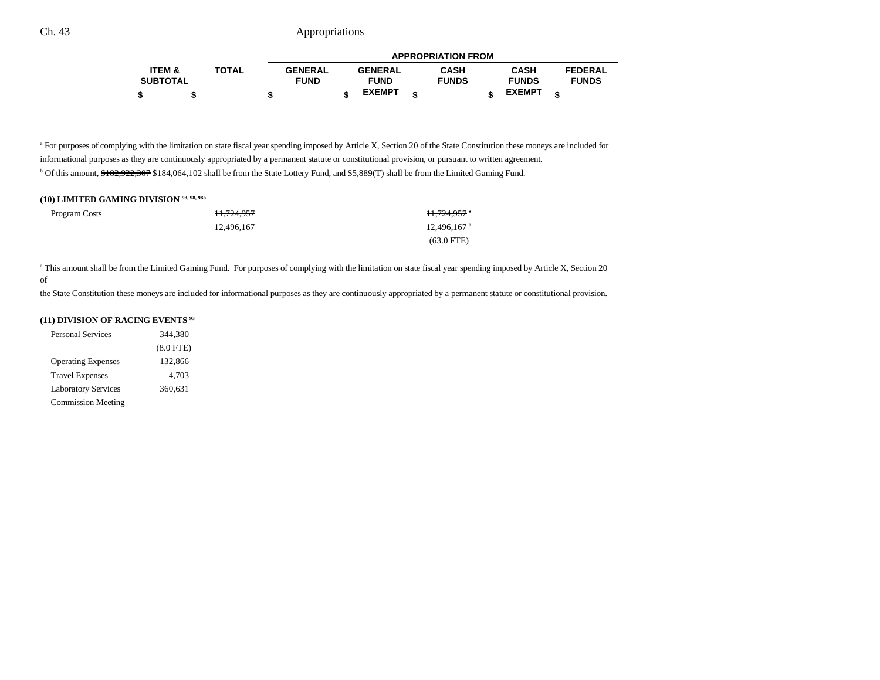| ITEM & SUBTOTAL | TOTAL | GENERAL FUND | GENERAL FUND EXEMPT | CASH FUNDS | CASH FUNDS EXEMPT | FEDERAL FUNDS |
|---|---|---|---|---|---|---|
| | | APPROPRIATION FROM | | | | |
| $ | $ | $ | $ | $ | $ | $ |

[a] For purposes of complying with the limitation on state fiscal year spending imposed by Article X, Section 20 of the State Constitution these moneys are included for informational purposes as they are continuously appropriated by a permanent statute or constitutional provision, or pursuant to written agreement.

[b] Of this amount, ~~$182,922,307~~ $184,064,102 shall be from the State Lottery Fund, and $5,889(T) shall be from the Limited Gaming Fund.

**(10) LIMITED GAMING DIVISION [93, 98, 98a]**

| | ITEM & SUBTOTAL | TOTAL | GENERAL FUND | GENERAL FUND EXEMPT | CASH FUNDS | CASH FUNDS EXEMPT | FEDERAL FUNDS |
|---|---|---|---|---|---|---|---|
| Program Costs | | ~~11,724,957~~ | | | ~~11,724,957~~[a] | | |
| | | 12,496,167 | | | 12,496,167[a] | | |
| | | | | | (63.0 FTE) | | |

[a] This amount shall be from the Limited Gaming Fund. For purposes of complying with the limitation on state fiscal year spending imposed by Article X, Section 20 of the State Constitution these moneys are included for informational purposes as they are continuously appropriated by a permanent statute or constitutional provision.

**(11) DIVISION OF RACING EVENTS [93]**

| | ITEM & SUBTOTAL |
|---|---|
| Personal Services | 344,380 |
| | (8.0 FTE) |
| Operating Expenses | 132,866 |
| Travel Expenses | 4,703 |
| Laboratory Services | 360,631 |
| Commission Meeting | |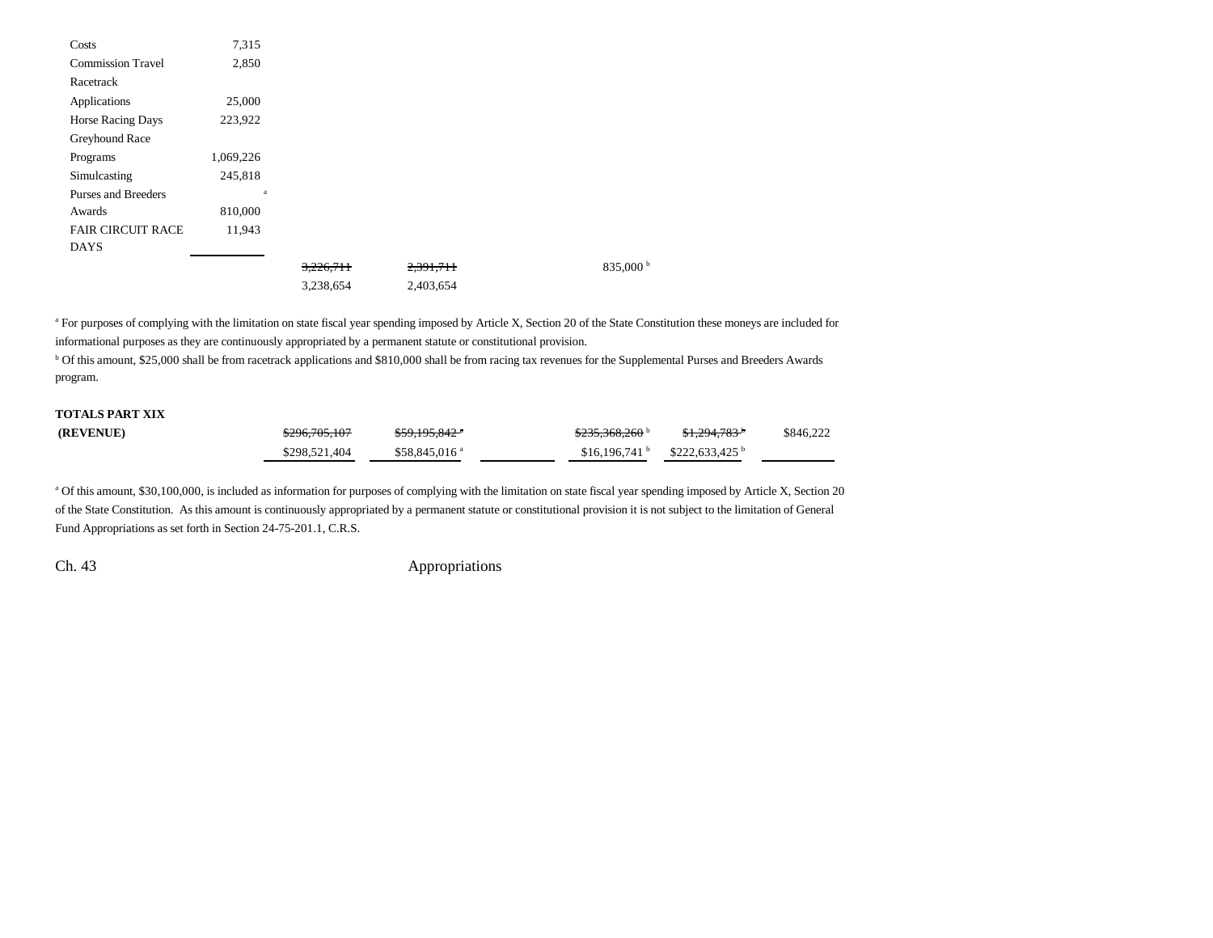| | | | | | | | |
|---|---|---|---|---|---|---|---|
| Costs | 7,315 | | | | | | |
| Commission Travel | 2,850 | | | | | | |
| Racetrack Applications | 25,000 | | | | | | |
| Horse Racing Days | 223,922 | | | | | | |
| Greyhound Race Programs | 1,069,226 | | | | | | |
| Simulcasting | 245,818 | | | | | | |
| Purses and Breeders Awards | 810,000 [a] | | | | | | |
| FAIR CIRCUIT RACE DAYS | 11,943 | | | | | | |
| | | ~~3,226,711~~ 3,238,654 | ~~2,391,711~~ 2,403,654 | | 835,000 [b] | | |

[a] For purposes of complying with the limitation on state fiscal year spending imposed by Article X, Section 20 of the State Constitution these moneys are included for informational purposes as they are continuously appropriated by a permanent statute or constitutional provision.

[b] Of this amount, $25,000 shall be from racetrack applications and $810,000 shall be from racing tax revenues for the Supplemental Purses and Breeders Awards program.

| | | | | | | |
|---|---|---|---|---|---|---|
| **TOTALS PART XIX (REVENUE)** | ~~$296,705,107~~ $298,521,404 | ~~$59,195,842~~ [a] $58,845,016 [a] | | ~~$235,368,260~~ [b] $16,196,741 [b] | ~~$1,294,783~~ [b] $222,633,425 [b] | $846,222 |

[a] Of this amount, $30,100,000, is included as information for purposes of complying with the limitation on state fiscal year spending imposed by Article X, Section 20 of the State Constitution. As this amount is continuously appropriated by a permanent statute or constitutional provision it is not subject to the limitation of General Fund Appropriations as set forth in Section 24-75-201.1, C.R.S.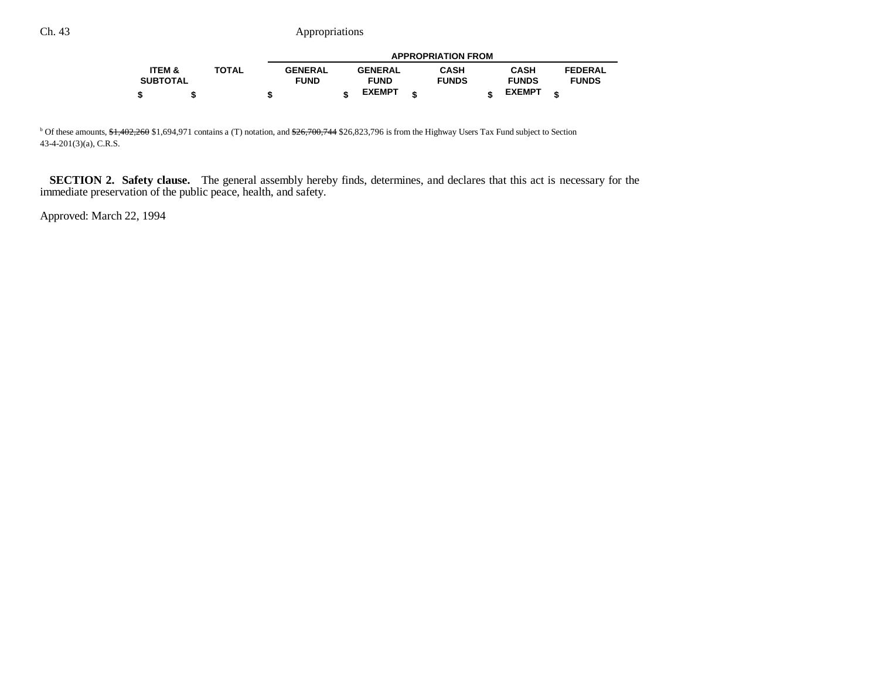| ITEM & SUBTOTAL | TOTAL | APPROPRIATION FROM GENERAL FUND | GENERAL FUND EXEMPT | CASH FUNDS | CASH FUNDS EXEMPT | FEDERAL FUNDS |
|---|---|---|---|---|---|---|
| $ | $ | $ | $ | $ | $ | $ |

[b] Of these amounts, ~~$1,402,260~~ $1,694,971 contains a (T) notation, and ~~$26,700,744~~ $26,823,796 is from the Highway Users Tax Fund subject to Section 43-4-201(3)(a), C.R.S.

**SECTION 2. Safety clause.** The general assembly hereby finds, determines, and declares that this act is necessary for the immediate preservation of the public peace, health, and safety.

Approved: March 22, 1994